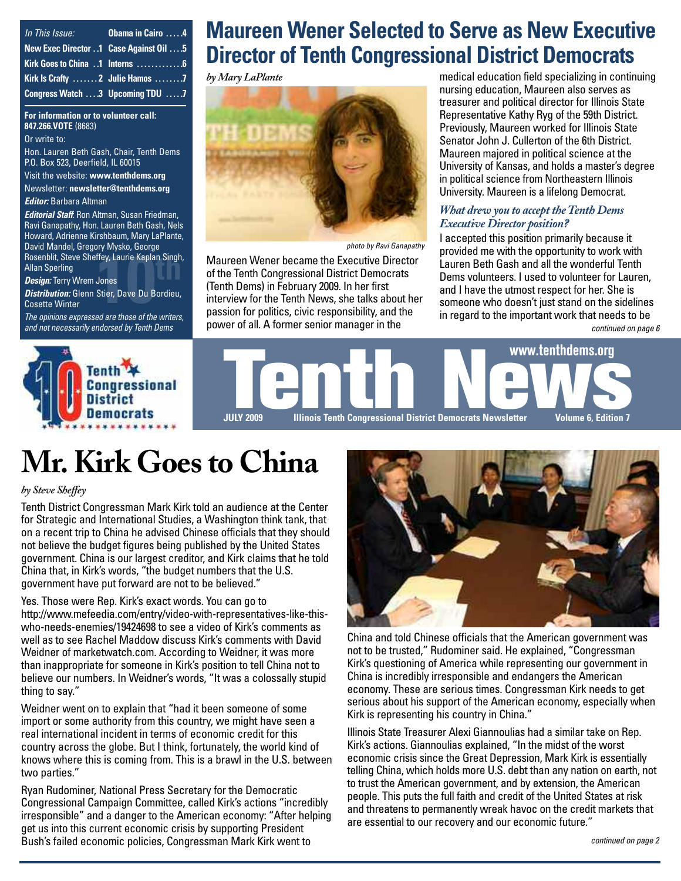| *In This Issue:* | |
|---|---|
| New Exec Director . . 1 | Obama in Cairo . . . . . 4 |
| Kirk Goes to China . . 1 | Case Against Oil . . . . 5 |
| Kirk Is Crafty . . . . . . . 2 | Interns . . . . . . . . . . . . 6 |
| Congress Watch . . . . 3 | Julie Hamos . . . . . . . . 7 |
| | Upcoming TDU . . . . . 7 |

**For information or to volunteer call:**
**847.266.VOTE** (8683)

Or write to:

Hon. Lauren Beth Gash, Chair, Tenth Dems
P.O. Box 523, Deerfield, IL 60015

Visit the website: **www.tenthdems.org**

Newsletter: **newsletter@tenthdems.org**

***Editor:*** Barbara Altman

***Editorial Staff:*** Ron Altman, Susan Friedman, Ravi Ganapathy, Hon. Lauren Beth Gash, Nels Howard, Adrienne Kirshbaum, Mary LaPlante, David Mandel, Gregory Mysko, George Rosenblit, Steve Sheffey, Laurie Kaplan Singh, Allan Sperling

***Design:*** Terry Wrem Jones

***Distribution:*** Glenn Stier, Dave Du Bordieu, Cosette Winter

*The opinions expressed are those of the writers, and not necessarily endorsed by Tenth Dems*

# Tenth News

www.tenthdems.org

**JULY 2009** — **Illinois Tenth Congressional District Democrats Newsletter** — **Volume 6, Edition 7**

## Maureen Wener Selected to Serve as New Executive Director of Tenth Congressional District Democrats

*by Mary LaPlante*

photo by Ravi Ganapathy

Maureen Wener became the Executive Director of the Tenth Congressional District Democrats (Tenth Dems) in February 2009. In her first interview for the Tenth News, she talks about her passion for politics, civic responsibility, and the power of all. A former senior manager in the medical education field specializing in continuing nursing education, Maureen also serves as treasurer and political director for Illinois State Representative Kathy Ryg of the 59th District. Previously, Maureen worked for Illinois State Senator John J. Cullerton of the 6th District. Maureen majored in political science at the University of Kansas, and holds a master's degree in political science from Northeastern Illinois University. Maureen is a lifelong Democrat.

***What drew you to accept the Tenth Dems Executive Director position?***

I accepted this position primarily because it provided me with the opportunity to work with Lauren Beth Gash and all the wonderful Tenth Dems volunteers. I used to volunteer for Lauren, and I have the utmost respect for her. She is someone who doesn't just stand on the sidelines in regard to the important work that needs to be

*continued on page 6*

# Mr. Kirk Goes to China

*by Steve Sheffey*

Tenth District Congressman Mark Kirk told an audience at the Center for Strategic and International Studies, a Washington think tank, that on a recent trip to China he advised Chinese officials that they should not believe the budget figures being published by the United States government. China is our largest creditor, and Kirk claims that he told China that, in Kirk's words, "the budget numbers that the U.S. government have put forward are not to be believed."

Yes. Those were Rep. Kirk's exact words. You can go to http://www.mefeedia.com/entry/video-with-representatives-like-this-who-needs-enemies/19424698 to see a video of Kirk's comments as well as to see Rachel Maddow discuss Kirk's comments with David Weidner of marketwatch.com. According to Weidner, it was more than inappropriate for someone in Kirk's position to tell China not to believe our numbers. In Weidner's words, "It was a colossally stupid thing to say."

Weidner went on to explain that "had it been someone of some import or some authority from this country, we might have seen a real international incident in terms of economic credit for this country across the globe. But I think, fortunately, the world kind of knows where this is coming from. This is a brawl in the U.S. between two parties."

Ryan Rudominer, National Press Secretary for the Democratic Congressional Campaign Committee, called Kirk's actions "incredibly irresponsible" and a danger to the American economy: "After helping get us into this current economic crisis by supporting President Bush's failed economic policies, Congressman Mark Kirk went to China and told Chinese officials that the American government was not to be trusted," Rudominer said. He explained, "Congressman Kirk's questioning of America while representing our government in China is incredibly irresponsible and endangers the American economy. These are serious times. Congressman Kirk needs to get serious about his support of the American economy, especially when Kirk is representing his country in China."

Illinois State Treasurer Alexi Giannoulias had a similar take on Rep. Kirk's actions. Giannoulias explained, "In the midst of the worst economic crisis since the Great Depression, Mark Kirk is essentially telling China, which holds more U.S. debt than any nation on earth, not to trust the American government, and by extension, the American people. This puts the full faith and credit of the United States at risk and threatens to permanently wreak havoc on the credit markets that are essential to our recovery and our economic future."

*continued on page 2*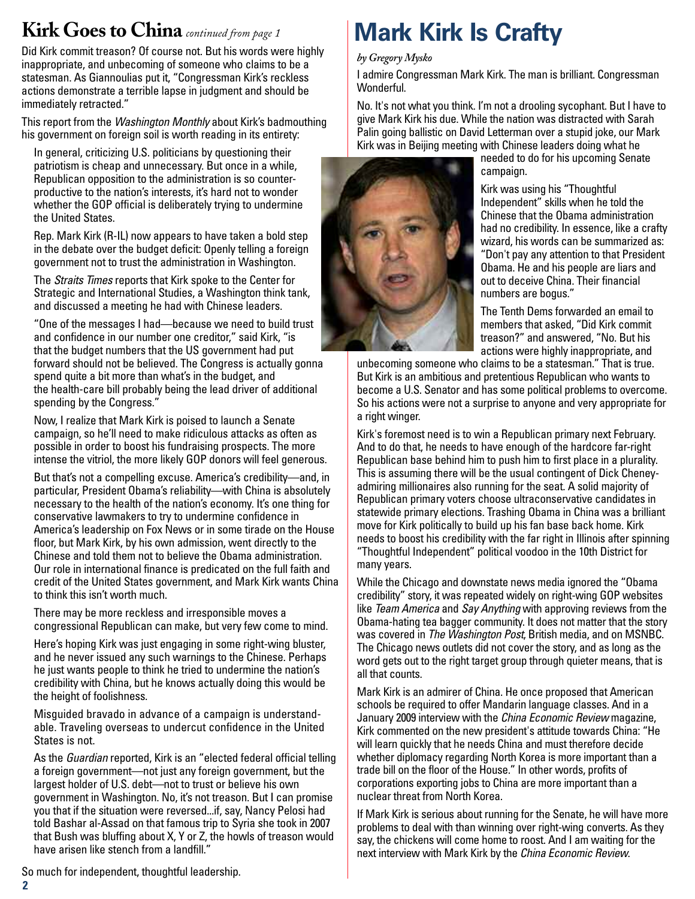## Kirk Goes to China *continued from page 1*

Did Kirk commit treason? Of course not. But his words were highly inappropriate, and unbecoming of someone who claims to be a statesman. As Giannoulias put it, "Congressman Kirk's reckless actions demonstrate a terrible lapse in judgment and should be immediately retracted."

This report from the *Washington Monthly* about Kirk's badmouthing his government on foreign soil is worth reading in its entirety:

> In general, criticizing U.S. politicians by questioning their patriotism is cheap and unnecessary. But once in a while, Republican opposition to the administration is so counter-productive to the nation's interests, it's hard not to wonder whether the GOP official is deliberately trying to undermine the United States.
>
> Rep. Mark Kirk (R-IL) now appears to have taken a bold step in the debate over the budget deficit: Openly telling a foreign government not to trust the administration in Washington.
>
> The *Straits Times* reports that Kirk spoke to the Center for Strategic and International Studies, a Washington think tank, and discussed a meeting he had with Chinese leaders.
>
> "One of the messages I had—because we need to build trust and confidence in our number one creditor," said Kirk, "is that the budget numbers that the US government had put forward should not be believed. The Congress is actually gonna spend quite a bit more than what's in the budget, and the health-care bill probably being the lead driver of additional spending by the Congress."
>
> Now, I realize that Mark Kirk is poised to launch a Senate campaign, so he'll need to make ridiculous attacks as often as possible in order to boost his fundraising prospects. The more intense the vitriol, the more likely GOP donors will feel generous.
>
> But that's not a compelling excuse. America's credibility—and, in particular, President Obama's reliability—with China is absolutely necessary to the health of the nation's economy. It's one thing for conservative lawmakers to try to undermine confidence in America's leadership on Fox News or in some tirade on the House floor, but Mark Kirk, by his own admission, went directly to the Chinese and told them not to believe the Obama administration. Our role in international finance is predicated on the full faith and credit of the United States government, and Mark Kirk wants China to think this isn't worth much.
>
> There may be more reckless and irresponsible moves a congressional Republican can make, but very few come to mind.
>
> Here's hoping Kirk was just engaging in some right-wing bluster, and he never issued any such warnings to the Chinese. Perhaps he just wants people to think he tried to undermine the nation's credibility with China, but he knows actually doing this would be the height of foolishness.
>
> Misguided bravado in advance of a campaign is understandable. Traveling overseas to undercut confidence in the United States is not.
>
> As the *Guardian* reported, Kirk is an "elected federal official telling a foreign government—not just any foreign government, but the largest holder of U.S. debt—not to trust or believe his own government in Washington. No, it's not treason. But I can promise you that if the situation were reversed...if, say, Nancy Pelosi had told Bashar al-Assad on that famous trip to Syria she took in 2007 that Bush was bluffing about X, Y or Z, the howls of treason would have arisen like stench from a landfill."

So much for independent, thoughtful leadership.

# Mark Kirk Is Crafty

*by Gregory Mysko*

I admire Congressman Mark Kirk. The man is brilliant. Congressman Wonderful.

No. It's not what you think. I'm not a drooling sycophant. But I have to give Mark Kirk his due. While the nation was distracted with Sarah Palin going ballistic on David Letterman over a stupid joke, our Mark Kirk was in Beijing meeting with Chinese leaders doing what he needed to do for his upcoming Senate campaign.

Kirk was using his "Thoughtful Independent" skills when he told the Chinese that the Obama administration had no credibility. In essence, like a crafty wizard, his words can be summarized as: "Don't pay any attention to that President Obama. He and his people are liars and out to deceive China. Their financial numbers are bogus."

The Tenth Dems forwarded an email to members that asked, "Did Kirk commit treason?" and answered, "No. But his actions were highly inappropriate, and unbecoming someone who claims to be a statesman." That is true. But Kirk is an ambitious and pretentious Republican who wants to become a U.S. Senator and has some political problems to overcome. So his actions were not a surprise to anyone and very appropriate for a right winger.

Kirk's foremost need is to win a Republican primary next February. And to do that, he needs to have enough of the hardcore far-right Republican base behind him to push him to first place in a plurality. This is assuming there will be the usual contingent of Dick Cheney-admiring millionaires also running for the seat. A solid majority of Republican primary voters choose ultraconservative candidates in statewide primary elections. Trashing Obama in China was a brilliant move for Kirk politically to build up his fan base back home. Kirk needs to boost his credibility with the far right in Illinois after spinning "Thoughtful Independent" political voodoo in the 10th District for many years.

While the Chicago and downstate news media ignored the "Obama credibility" story, it was repeated widely on right-wing GOP websites like *Team America* and *Say Anything* with approving reviews from the Obama-hating tea bagger community. It does not matter that the story was covered in *The Washington Post*, British media, and on MSNBC. The Chicago news outlets did not cover the story, and as long as the word gets out to the right target group through quieter means, that is all that counts.

Mark Kirk is an admirer of China. He once proposed that American schools be required to offer Mandarin language classes. And in a January 2009 interview with the *China Economic Review* magazine, Kirk commented on the new president's attitude towards China: "He will learn quickly that he needs China and must therefore decide whether diplomacy regarding North Korea is more important than a trade bill on the floor of the House." In other words, profits of corporations exporting jobs to China are more important than a nuclear threat from North Korea.

If Mark Kirk is serious about running for the Senate, he will have more problems to deal with than winning over right-wing converts. As they say, the chickens will come home to roost. And I am waiting for the next interview with Mark Kirk by the *China Economic Review*.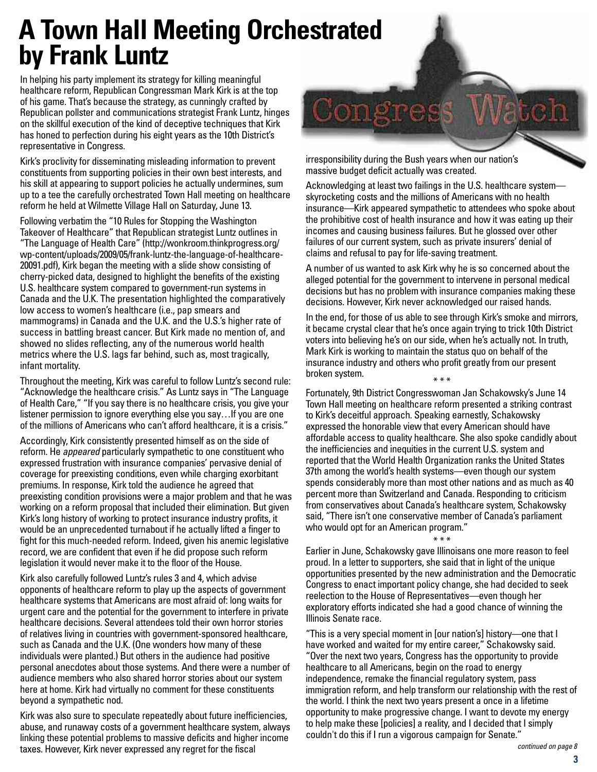# A Town Hall Meeting Orchestrated by Frank Luntz

Congress Watch

In helping his party implement its strategy for killing meaningful healthcare reform, Republican Congressman Mark Kirk is at the top of his game. That's because the strategy, as cunningly crafted by Republican pollster and communications strategist Frank Luntz, hinges on the skillful execution of the kind of deceptive techniques that Kirk has honed to perfection during his eight years as the 10th District's representative in Congress.

Kirk's proclivity for disseminating misleading information to prevent constituents from supporting policies in their own best interests, and his skill at appearing to support policies he actually undermines, sum up to a tee the carefully orchestrated Town Hall meeting on healthcare reform he held at Wilmette Village Hall on Saturday, June 13.

Following verbatim the "10 Rules for Stopping the Washington Takeover of Healthcare" that Republican strategist Luntz outlines in "The Language of Health Care" (http://wonkroom.thinkprogress.org/wp-content/uploads/2009/05/frank-luntz-the-language-of-healthcare-20091.pdf), Kirk began the meeting with a slide show consisting of cherry-picked data, designed to highlight the benefits of the existing U.S. healthcare system compared to government-run systems in Canada and the U.K. The presentation highlighted the comparatively low access to women's healthcare (i.e., pap smears and mammograms) in Canada and the U.K. and the U.S.'s higher rate of success in battling breast cancer. But Kirk made no mention of, and showed no slides reflecting, any of the numerous world health metrics where the U.S. lags far behind, such as, most tragically, infant mortality.

Throughout the meeting, Kirk was careful to follow Luntz's second rule: "Acknowledge the healthcare crisis." As Luntz says in "The Language of Health Care," "If you say there is no healthcare crisis, you give your listener permission to ignore everything else you say…If you are one of the millions of Americans who can't afford healthcare, it is a crisis."

Accordingly, Kirk consistently presented himself as on the side of reform. He *appeared* particularly sympathetic to one constituent who expressed frustration with insurance companies' pervasive denial of coverage for preexisting conditions, even while charging exorbitant premiums. In response, Kirk told the audience he agreed that preexisting condition provisions were a major problem and that he was working on a reform proposal that included their elimination. But given Kirk's long history of working to protect insurance industry profits, it would be an unprecedented turnabout if he actually lifted a finger to fight for this much-needed reform. Indeed, given his anemic legislative record, we are confident that even if he did propose such reform legislation it would never make it to the floor of the House.

Kirk also carefully followed Luntz's rules 3 and 4, which advise opponents of healthcare reform to play up the aspects of government healthcare systems that Americans are most afraid of: long waits for urgent care and the potential for the government to interfere in private healthcare decisions. Several attendees told their own horror stories of relatives living in countries with government-sponsored healthcare, such as Canada and the U.K. (One wonders how many of these individuals were planted.) But others in the audience had positive personal anecdotes about those systems. And there were a number of audience members who also shared horror stories about our system here at home. Kirk had virtually no comment for these constituents beyond a sympathetic nod.

Kirk was also sure to speculate repeatedly about future inefficiencies, abuse, and runaway costs of a government healthcare system, always linking these potential problems to massive deficits and higher income taxes. However, Kirk never expressed any regret for the fiscal irresponsibility during the Bush years when our nation's massive budget deficit actually was created.

Acknowledging at least two failings in the U.S. healthcare system—skyrocketing costs and the millions of Americans with no health insurance—Kirk appeared sympathetic to attendees who spoke about the prohibitive cost of health insurance and how it was eating up their incomes and causing business failures. But he glossed over other failures of our current system, such as private insurers' denial of claims and refusal to pay for life-saving treatment.

A number of us wanted to ask Kirk why he is so concerned about the alleged potential for the government to intervene in personal medical decisions but has no problem with insurance companies making these decisions. However, Kirk never acknowledged our raised hands.

In the end, for those of us able to see through Kirk's smoke and mirrors, it became crystal clear that he's once again trying to trick 10th District voters into believing he's on our side, when he's actually not. In truth, Mark Kirk is working to maintain the status quo on behalf of the insurance industry and others who profit greatly from our present broken system.

\* \* \*

Fortunately, 9th District Congresswoman Jan Schakowsky's June 14 Town Hall meeting on healthcare reform presented a striking contrast to Kirk's deceitful approach. Speaking earnestly, Schakowsky expressed the honorable view that every American should have affordable access to quality healthcare. She also spoke candidly about the inefficiencies and inequities in the current U.S. system and reported that the World Health Organization ranks the United States 37th among the world's health systems—even though our system spends considerably more than most other nations and as much as 40 percent more than Switzerland and Canada. Responding to criticism from conservatives about Canada's healthcare system, Schakowsky said, "There isn't one conservative member of Canada's parliament who would opt for an American program."

\* \* \*

Earlier in June, Schakowsky gave Illinoisans one more reason to feel proud. In a letter to supporters, she said that in light of the unique opportunities presented by the new administration and the Democratic Congress to enact important policy change, she had decided to seek reelection to the House of Representatives—even though her exploratory efforts indicated she had a good chance of winning the Illinois Senate race.

"This is a very special moment in [our nation's] history—one that I have worked and waited for my entire career," Schakowsky said. "Over the next two years, Congress has the opportunity to provide healthcare to all Americans, begin on the road to energy independence, remake the financial regulatory system, pass immigration reform, and help transform our relationship with the rest of the world. I think the next two years present a once in a lifetime opportunity to make progressive change. I want to devote my energy to help make these [policies] a reality, and I decided that I simply couldn't do this if I run a vigorous campaign for Senate."

*continued on page 8*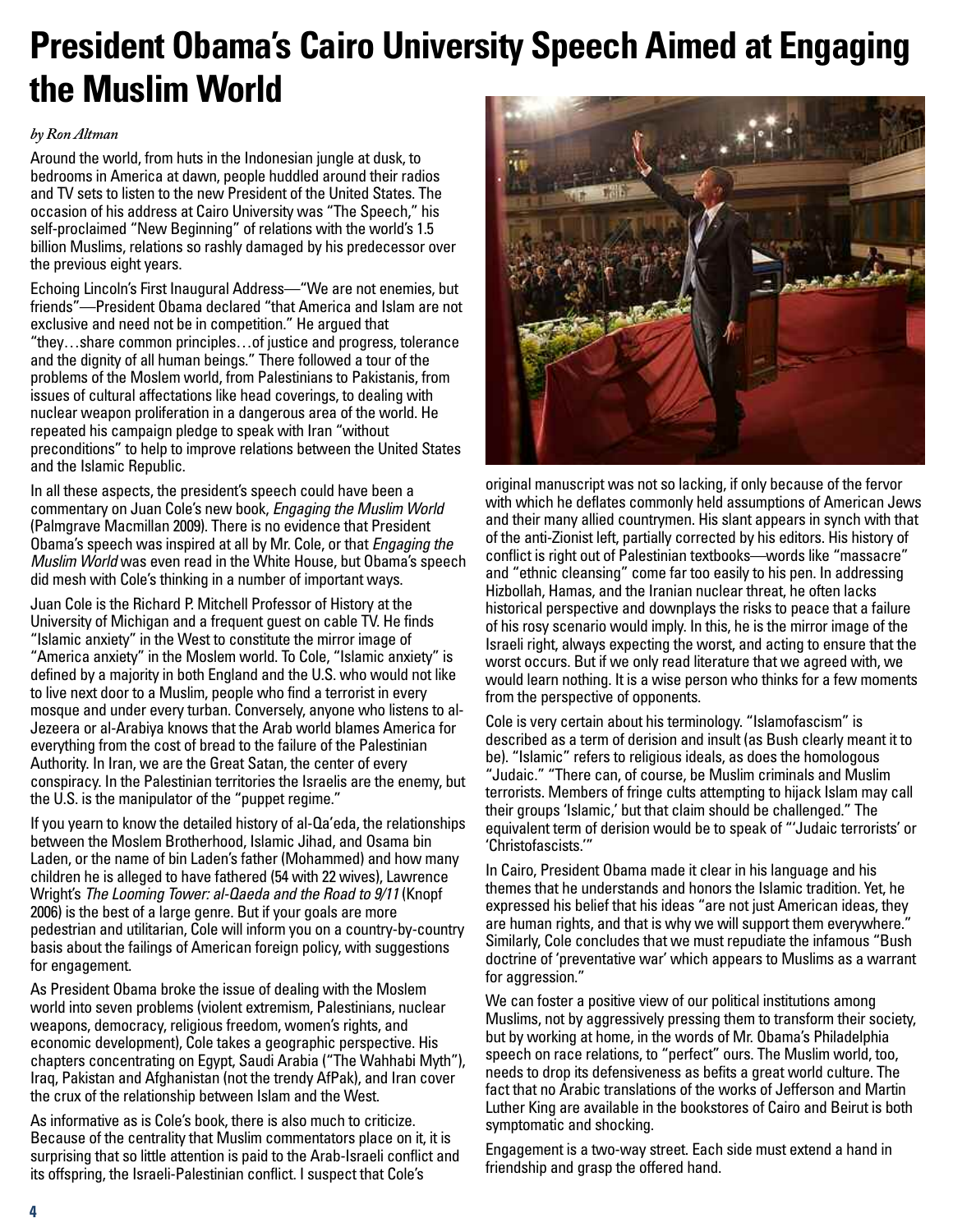# President Obama's Cairo University Speech Aimed at Engaging the Muslim World

*by Ron Altman*

Around the world, from huts in the Indonesian jungle at dusk, to bedrooms in America at dawn, people huddled around their radios and TV sets to listen to the new President of the United States. The occasion of his address at Cairo University was "The Speech," his self-proclaimed "New Beginning" of relations with the world's 1.5 billion Muslims, relations so rashly damaged by his predecessor over the previous eight years.

Echoing Lincoln's First Inaugural Address—"We are not enemies, but friends"—President Obama declared "that America and Islam are not exclusive and need not be in competition." He argued that "they…share common principles…of justice and progress, tolerance and the dignity of all human beings." There followed a tour of the problems of the Moslem world, from Palestinians to Pakistanis, from issues of cultural affectations like head coverings, to dealing with nuclear weapon proliferation in a dangerous area of the world. He repeated his campaign pledge to speak with Iran "without preconditions" to help to improve relations between the United States and the Islamic Republic.

In all these aspects, the president's speech could have been a commentary on Juan Cole's new book, *Engaging the Muslim World* (Palmgrave Macmillan 2009). There is no evidence that President Obama's speech was inspired at all by Mr. Cole, or that *Engaging the Muslim World* was even read in the White House, but Obama's speech did mesh with Cole's thinking in a number of important ways.

Juan Cole is the Richard P. Mitchell Professor of History at the University of Michigan and a frequent guest on cable TV. He finds "Islamic anxiety" in the West to constitute the mirror image of "America anxiety" in the Moslem world. To Cole, "Islamic anxiety" is defined by a majority in both England and the U.S. who would not like to live next door to a Muslim, people who find a terrorist in every mosque and under every turban. Conversely, anyone who listens to al-Jezeera or al-Arabiya knows that the Arab world blames America for everything from the cost of bread to the failure of the Palestinian Authority. In Iran, we are the Great Satan, the center of every conspiracy. In the Palestinian territories the Israelis are the enemy, but the U.S. is the manipulator of the "puppet regime."

If you yearn to know the detailed history of al-Qa'eda, the relationships between the Moslem Brotherhood, Islamic Jihad, and Osama bin Laden, or the name of bin Laden's father (Mohammed) and how many children he is alleged to have fathered (54 with 22 wives), Lawrence Wright's *The Looming Tower: al-Qaeda and the Road to 9/11* (Knopf 2006) is the best of a large genre. But if your goals are more pedestrian and utilitarian, Cole will inform you on a country-by-country basis about the failings of American foreign policy, with suggestions for engagement.

As President Obama broke the issue of dealing with the Moslem world into seven problems (violent extremism, Palestinians, nuclear weapons, democracy, religious freedom, women's rights, and economic development), Cole takes a geographic perspective. His chapters concentrating on Egypt, Saudi Arabia ("The Wahhabi Myth"), Iraq, Pakistan and Afghanistan (not the trendy AfPak), and Iran cover the crux of the relationship between Islam and the West.

As informative as is Cole's book, there is also much to criticize. Because of the centrality that Muslim commentators place on it, it is surprising that so little attention is paid to the Arab-Israeli conflict and its offspring, the Israeli-Palestinian conflict. I suspect that Cole's original manuscript was not so lacking, if only because of the fervor with which he deflates commonly held assumptions of American Jews and their many allied countrymen. His slant appears in synch with that of the anti-Zionist left, partially corrected by his editors. His history of conflict is right out of Palestinian textbooks—words like "massacre" and "ethnic cleansing" come far too easily to his pen. In addressing Hizbollah, Hamas, and the Iranian nuclear threat, he often lacks historical perspective and downplays the risks to peace that a failure of his rosy scenario would imply. In this, he is the mirror image of the Israeli right, always expecting the worst, and acting to ensure that the worst occurs. But if we only read literature that we agreed with, we would learn nothing. It is a wise person who thinks for a few moments from the perspective of opponents.

Cole is very certain about his terminology. "Islamofascism" is described as a term of derision and insult (as Bush clearly meant it to be). "Islamic" refers to religious ideals, as does the homologous "Judaic." "There can, of course, be Muslim criminals and Muslim terrorists. Members of fringe cults attempting to hijack Islam may call their groups 'Islamic,' but that claim should be challenged." The equivalent term of derision would be to speak of "'Judaic terrorists' or 'Christofascists.'"

In Cairo, President Obama made it clear in his language and his themes that he understands and honors the Islamic tradition. Yet, he expressed his belief that his ideas "are not just American ideas, they are human rights, and that is why we will support them everywhere." Similarly, Cole concludes that we must repudiate the infamous "Bush doctrine of 'preventative war' which appears to Muslims as a warrant for aggression."

We can foster a positive view of our political institutions among Muslims, not by aggressively pressing them to transform their society, but by working at home, in the words of Mr. Obama's Philadelphia speech on race relations, to "perfect" ours. The Muslim world, too, needs to drop its defensiveness as befits a great world culture. The fact that no Arabic translations of the works of Jefferson and Martin Luther King are available in the bookstores of Cairo and Beirut is both symptomatic and shocking.

Engagement is a two-way street. Each side must extend a hand in friendship and grasp the offered hand.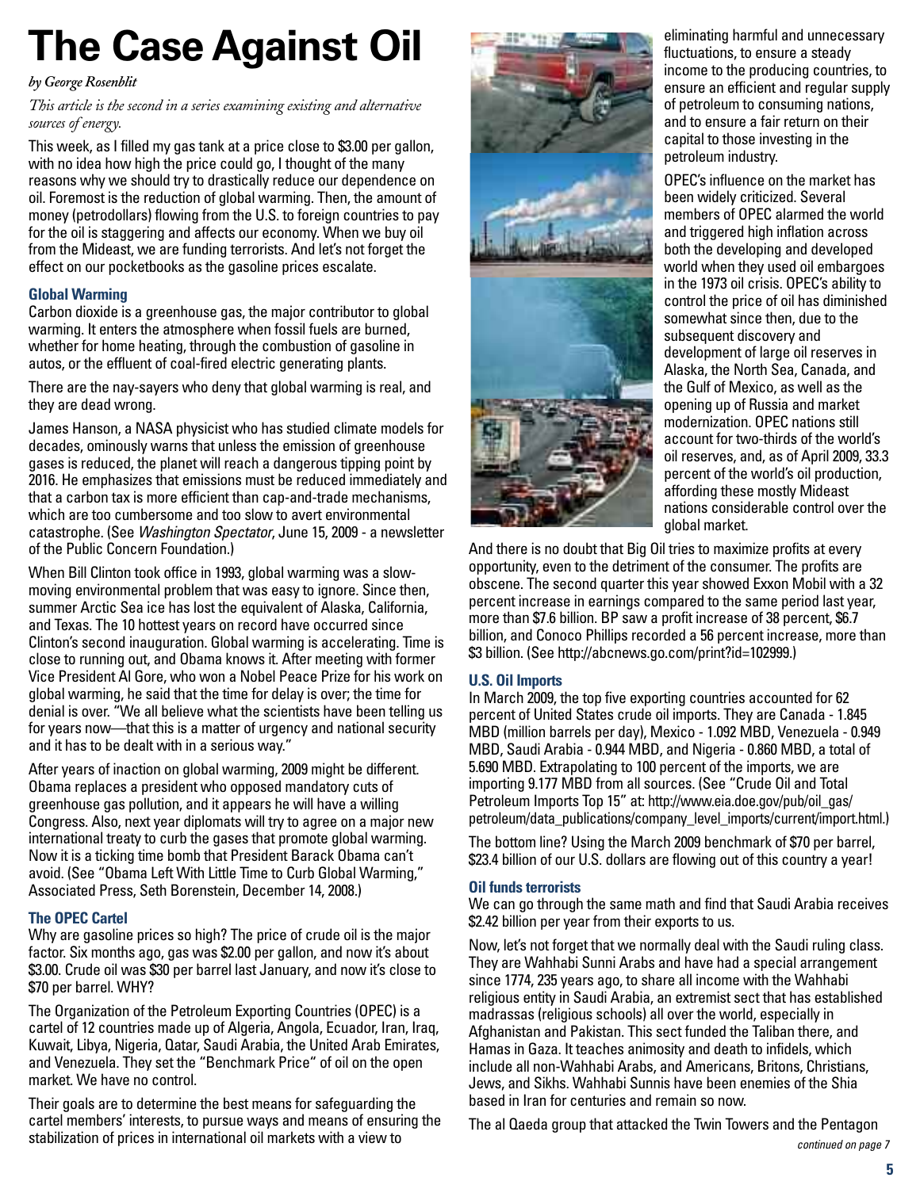# The Case Against Oil

*by George Rosenblit*

*This article is the second in a series examining existing and alternative sources of energy.*

This week, as I filled my gas tank at a price close to $3.00 per gallon, with no idea how high the price could go, I thought of the many reasons why we should try to drastically reduce our dependence on oil. Foremost is the reduction of global warming. Then, the amount of money (petrodollars) flowing from the U.S. to foreign countries to pay for the oil is staggering and affects our economy. When we buy oil from the Mideast, we are funding terrorists. And let's not forget the effect on our pocketbooks as the gasoline prices escalate.

### Global Warming

Carbon dioxide is a greenhouse gas, the major contributor to global warming. It enters the atmosphere when fossil fuels are burned, whether for home heating, through the combustion of gasoline in autos, or the effluent of coal-fired electric generating plants.

There are the nay-sayers who deny that global warming is real, and they are dead wrong.

James Hanson, a NASA physicist who has studied climate models for decades, ominously warns that unless the emission of greenhouse gases is reduced, the planet will reach a dangerous tipping point by 2016. He emphasizes that emissions must be reduced immediately and that a carbon tax is more efficient than cap-and-trade mechanisms, which are too cumbersome and too slow to avert environmental catastrophe. (See *Washington Spectator*, June 15, 2009 - a newsletter of the Public Concern Foundation.)

When Bill Clinton took office in 1993, global warming was a slow-moving environmental problem that was easy to ignore. Since then, summer Arctic Sea ice has lost the equivalent of Alaska, California, and Texas. The 10 hottest years on record have occurred since Clinton's second inauguration. Global warming is accelerating. Time is close to running out, and Obama knows it. After meeting with former Vice President Al Gore, who won a Nobel Peace Prize for his work on global warming, he said that the time for delay is over; the time for denial is over. "We all believe what the scientists have been telling us for years now—that this is a matter of urgency and national security and it has to be dealt with in a serious way."

After years of inaction on global warming, 2009 might be different. Obama replaces a president who opposed mandatory cuts of greenhouse gas pollution, and it appears he will have a willing Congress. Also, next year diplomats will try to agree on a major new international treaty to curb the gases that promote global warming. Now it is a ticking time bomb that President Barack Obama can't avoid. (See "Obama Left With Little Time to Curb Global Warming," Associated Press, Seth Borenstein, December 14, 2008.)

### The OPEC Cartel

Why are gasoline prices so high? The price of crude oil is the major factor. Six months ago, gas was $2.00 per gallon, and now it's about $3.00. Crude oil was $30 per barrel last January, and now it's close to $70 per barrel. WHY?

The Organization of the Petroleum Exporting Countries (OPEC) is a cartel of 12 countries made up of Algeria, Angola, Ecuador, Iran, Iraq, Kuwait, Libya, Nigeria, Qatar, Saudi Arabia, the United Arab Emirates, and Venezuela. They set the "Benchmark Price" of oil on the open market. We have no control.

Their goals are to determine the best means for safeguarding the cartel members' interests, to pursue ways and means of ensuring the stabilization of prices in international oil markets with a view to eliminating harmful and unnecessary fluctuations, to ensure a steady income to the producing countries, to ensure an efficient and regular supply of petroleum to consuming nations, and to ensure a fair return on their capital to those investing in the petroleum industry.

OPEC's influence on the market has been widely criticized. Several members of OPEC alarmed the world and triggered high inflation across both the developing and developed world when they used oil embargoes in the 1973 oil crisis. OPEC's ability to control the price of oil has diminished somewhat since then, due to the subsequent discovery and development of large oil reserves in Alaska, the North Sea, Canada, and the Gulf of Mexico, as well as the opening up of Russia and market modernization. OPEC nations still account for two-thirds of the world's oil reserves, and, as of April 2009, 33.3 percent of the world's oil production, affording these mostly Mideast nations considerable control over the global market.

And there is no doubt that Big Oil tries to maximize profits at every opportunity, even to the detriment of the consumer. The profits are obscene. The second quarter this year showed Exxon Mobil with a 32 percent increase in earnings compared to the same period last year, more than $7.6 billion. BP saw a profit increase of 38 percent, $6.7 billion, and Conoco Phillips recorded a 56 percent increase, more than $3 billion. (See http://abcnews.go.com/print?id=102999.)

### U.S. Oil Imports

In March 2009, the top five exporting countries accounted for 62 percent of United States crude oil imports. They are Canada - 1.845 MBD (million barrels per day), Mexico - 1.092 MBD, Venezuela - 0.949 MBD, Saudi Arabia - 0.944 MBD, and Nigeria - 0.860 MBD, a total of 5.690 MBD. Extrapolating to 100 percent of the imports, we are importing 9.177 MBD from all sources. (See "Crude Oil and Total Petroleum Imports Top 15" at: http://www.eia.doe.gov/pub/oil_gas/petroleum/data_publications/company_level_imports/current/import.html.)

The bottom line? Using the March 2009 benchmark of $70 per barrel, $23.4 billion of our U.S. dollars are flowing out of this country a year!

### Oil funds terrorists

We can go through the same math and find that Saudi Arabia receives $2.42 billion per year from their exports to us.

Now, let's not forget that we normally deal with the Saudi ruling class. They are Wahhabi Sunni Arabs and have had a special arrangement since 1774, 235 years ago, to share all income with the Wahhabi religious entity in Saudi Arabia, an extremist sect that has established madrassas (religious schools) all over the world, especially in Afghanistan and Pakistan. This sect funded the Taliban there, and Hamas in Gaza. It teaches animosity and death to infidels, which include all non-Wahhabi Arabs, and Americans, Britons, Christians, Jews, and Sikhs. Wahhabi Sunnis have been enemies of the Shia based in Iran for centuries and remain so now.

The al Qaeda group that attacked the Twin Towers and the Pentagon

*continued on page 7*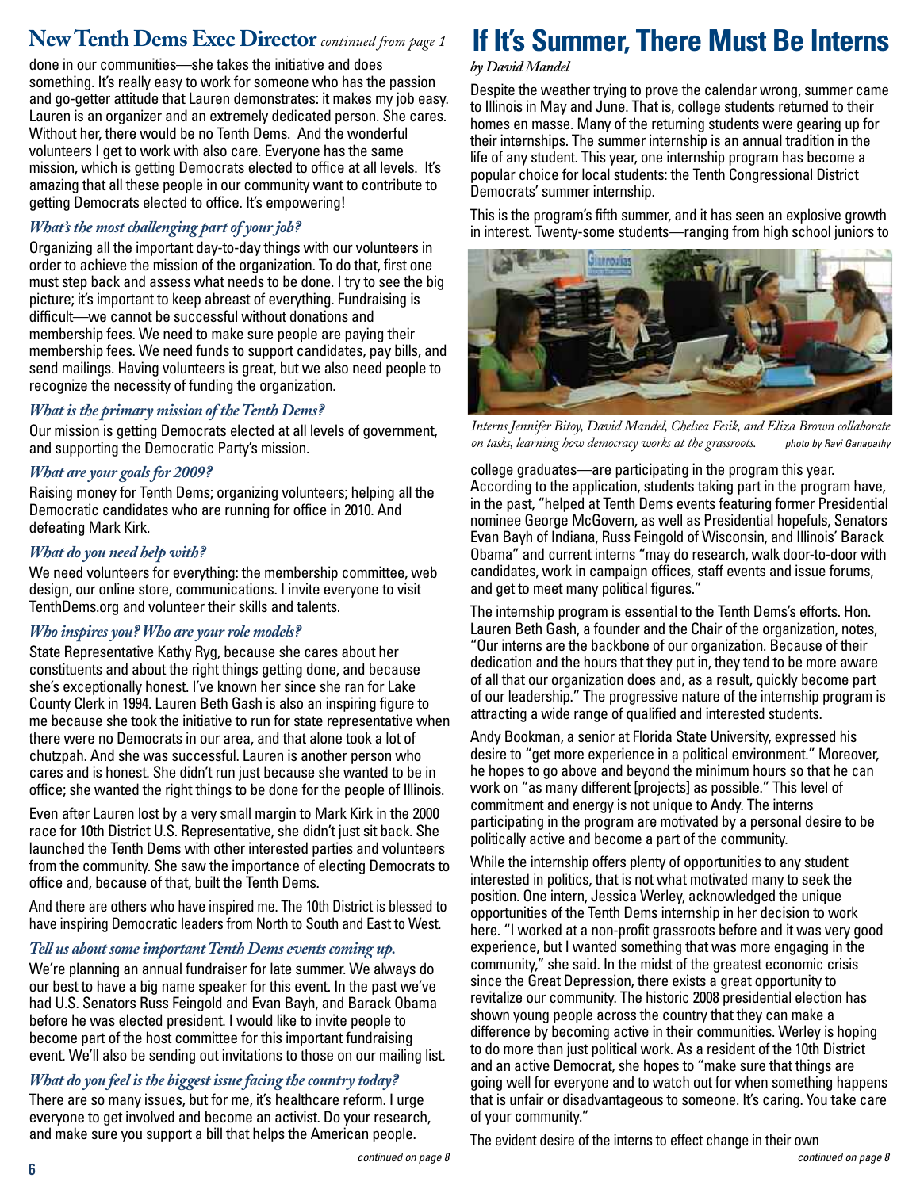## New Tenth Dems Exec Director *continued from page 1*

done in our communities—she takes the initiative and does something. It's really easy to work for someone who has the passion and go-getter attitude that Lauren demonstrates: it makes my job easy. Lauren is an organizer and an extremely dedicated person. She cares. Without her, there would be no Tenth Dems. And the wonderful volunteers I get to work with also care. Everyone has the same mission, which is getting Democrats elected to office at all levels. It's amazing that all these people in our community want to contribute to getting Democrats elected to office. It's empowering!

### *What's the most challenging part of your job?*

Organizing all the important day-to-day things with our volunteers in order to achieve the mission of the organization. To do that, first one must step back and assess what needs to be done. I try to see the big picture; it's important to keep abreast of everything. Fundraising is difficult—we cannot be successful without donations and membership fees. We need to make sure people are paying their membership fees. We need funds to support candidates, pay bills, and send mailings. Having volunteers is great, but we also need people to recognize the necessity of funding the organization.

### *What is the primary mission of the Tenth Dems?*

Our mission is getting Democrats elected at all levels of government, and supporting the Democratic Party's mission.

### *What are your goals for 2009?*

Raising money for Tenth Dems; organizing volunteers; helping all the Democratic candidates who are running for office in 2010. And defeating Mark Kirk.

### *What do you need help with?*

We need volunteers for everything: the membership committee, web design, our online store, communications. I invite everyone to visit TenthDems.org and volunteer their skills and talents.

### *Who inspires you? Who are your role models?*

State Representative Kathy Ryg, because she cares about her constituents and about the right things getting done, and because she's exceptionally honest. I've known her since she ran for Lake County Clerk in 1994. Lauren Beth Gash is also an inspiring figure to me because she took the initiative to run for state representative when there were no Democrats in our area, and that alone took a lot of chutzpah. And she was successful. Lauren is another person who cares and is honest. She didn't run just because she wanted to be in office; she wanted the right things to be done for the people of Illinois.

Even after Lauren lost by a very small margin to Mark Kirk in the 2000 race for 10th District U.S. Representative, she didn't just sit back. She launched the Tenth Dems with other interested parties and volunteers from the community. She saw the importance of electing Democrats to office and, because of that, built the Tenth Dems.

And there are others who have inspired me. The 10th District is blessed to have inspiring Democratic leaders from North to South and East to West.

### *Tell us about some important Tenth Dems events coming up.*

We're planning an annual fundraiser for late summer. We always do our best to have a big name speaker for this event. In the past we've had U.S. Senators Russ Feingold and Evan Bayh, and Barack Obama before he was elected president. I would like to invite people to become part of the host committee for this important fundraising event. We'll also be sending out invitations to those on our mailing list.

### *What do you feel is the biggest issue facing the country today?*

There are so many issues, but for me, it's healthcare reform. I urge everyone to get involved and become an activist. Do your research, and make sure you support a bill that helps the American people.

*continued on page 8*

# If It's Summer, There Must Be Interns

*by David Mandel*

Despite the weather trying to prove the calendar wrong, summer came to Illinois in May and June. That is, college students returned to their homes en masse. Many of the returning students were gearing up for their internships. The summer internship is an annual tradition in the life of any student. This year, one internship program has become a popular choice for local students: the Tenth Congressional District Democrats' summer internship.

This is the program's fifth summer, and it has seen an explosive growth in interest. Twenty-some students—ranging from high school juniors to college graduates—are participating in the program this year. According to the application, students taking part in the program have, in the past, "helped at Tenth Dems events featuring former Presidential nominee George McGovern, as well as Presidential hopefuls, Senators Evan Bayh of Indiana, Russ Feingold of Wisconsin, and Illinois' Barack Obama" and current interns "may do research, walk door-to-door with candidates, work in campaign offices, staff events and issue forums, and get to meet many political figures."

*Interns Jennifer Bitoy, David Mandel, Chelsea Fesik, and Eliza Brown collaborate on tasks, learning how democracy works at the grassroots.* photo by Ravi Ganapathy

The internship program is essential to the Tenth Dems's efforts. Hon. Lauren Beth Gash, a founder and the Chair of the organization, notes, "Our interns are the backbone of our organization. Because of their dedication and the hours that they put in, they tend to be more aware of all that our organization does and, as a result, quickly become part of our leadership." The progressive nature of the internship program is attracting a wide range of qualified and interested students.

Andy Bookman, a senior at Florida State University, expressed his desire to "get more experience in a political environment." Moreover, he hopes to go above and beyond the minimum hours so that he can work on "as many different [projects] as possible." This level of commitment and energy is not unique to Andy. The interns participating in the program are motivated by a personal desire to be politically active and become a part of the community.

While the internship offers plenty of opportunities to any student interested in politics, that is not what motivated many to seek the position. One intern, Jessica Werley, acknowledged the unique opportunities of the Tenth Dems internship in her decision to work here. "I worked at a non-profit grassroots before and it was very good experience, but I wanted something that was more engaging in the community," she said. In the midst of the greatest economic crisis since the Great Depression, there exists a great opportunity to revitalize our community. The historic 2008 presidential election has shown young people across the country that they can make a difference by becoming active in their communities. Werley is hoping to do more than just political work. As a resident of the 10th District and an active Democrat, she hopes to "make sure that things are going well for everyone and to watch out for when something happens that is unfair or disadvantageous to someone. It's caring. You take care of your community."

The evident desire of the interns to effect change in their own

*continued on page 8*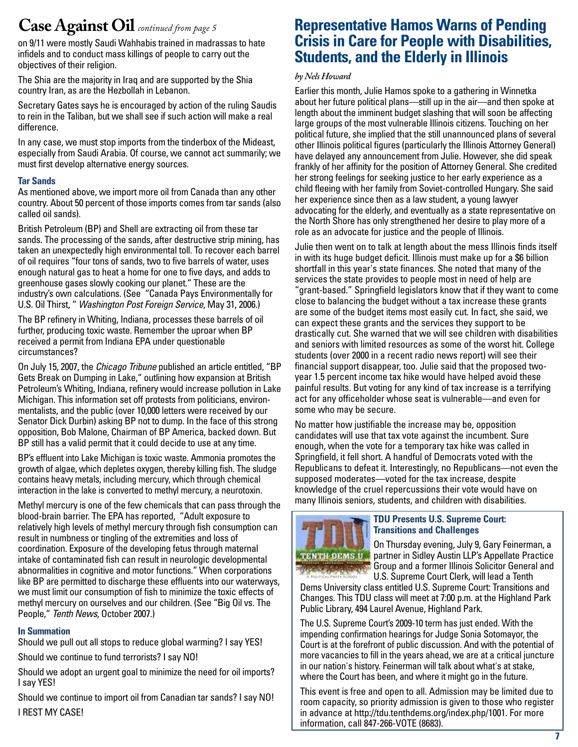# Case Against Oil *continued from page 5*

on 9/11 were mostly Saudi Wahhabis trained in madrassas to hate infidels and to conduct mass killings of people to carry out the objectives of their religion.

The Shia are the majority in Iraq and are supported by the Shia country Iran, as are the Hezbollah in Lebanon.

Secretary Gates says he is encouraged by action of the ruling Saudis to rein in the Taliban, but we shall see if such action will make a real difference.

In any case, we must stop imports from the tinderbox of the Mideast, especially from Saudi Arabia. Of course, we cannot act summarily; we must first develop alternative energy sources.

### Tar Sands

As mentioned above, we import more oil from Canada than any other country. About 50 percent of those imports comes from tar sands (also called oil sands).

British Petroleum (BP) and Shell are extracting oil from these tar sands. The processing of the sands, after destructive strip mining, has taken an unexpectedly high environmental toll. To recover each barrel of oil requires "four tons of sands, two to five barrels of water, uses enough natural gas to heat a home for one to five days, and adds to greenhouse gases slowly cooking our planet." These are the industry's own calculations. (See "Canada Pays Environmentally for U.S. Oil Thirst, " *Washington Post Foreign Service*, May 31, 2006.)

The BP refinery in Whiting, Indiana, processes these barrels of oil further, producing toxic waste. Remember the uproar when BP received a permit from Indiana EPA under questionable circumstances?

On July 15, 2007, the *Chicago Tribune* published an article entitled, "BP Gets Break on Dumping in Lake," outlining how expansion at British Petroleum's Whiting, Indiana, refinery would increase pollution in Lake Michigan. This information set off protests from politicians, environmentalists, and the public (over 10,000 letters were received by our Senator Dick Durbin) asking BP not to dump. In the face of this strong opposition, Bob Malone, Chairman of BP America, backed down. But BP still has a valid permit that it could decide to use at any time.

BP's effluent into Lake Michigan is toxic waste. Ammonia promotes the growth of algae, which depletes oxygen, thereby killing fish. The sludge contains heavy metals, including mercury, which through chemical interaction in the lake is converted to methyl mercury, a neurotoxin.

Methyl mercury is one of the few chemicals that can pass through the blood-brain barrier. The EPA has reported, "Adult exposure to relatively high levels of methyl mercury through fish consumption can result in numbness or tingling of the extremities and loss of coordination. Exposure of the developing fetus through maternal intake of contaminated fish can result in neurologic developmental abnormalities in cognitive and motor functions." When corporations like BP are permitted to discharge these effluents into our waterways, we must limit our consumption of fish to minimize the toxic effects of methyl mercury on ourselves and our children. (See "Big Oil vs. The People," *Tenth News*, October 2007.)

### In Summation

Should we pull out all stops to reduce global warming? I say YES!

Should we continue to fund terrorists? I say NO!

Should we adopt an urgent goal to minimize the need for oil imports? I say YES!

Should we continue to import oil from Canadian tar sands? I say NO!

I REST MY CASE!

# Representative Hamos Warns of Pending Crisis in Care for People with Disabilities, Students, and the Elderly in Illinois

*by Nels Howard*

Earlier this month, Julie Hamos spoke to a gathering in Winnetka about her future political plans—still up in the air—and then spoke at length about the imminent budget slashing that will soon be affecting large groups of the most vulnerable Illinois citizens. Touching on her political future, she implied that the still unannounced plans of several other Illinois political figures (particularly the Illinois Attorney General) have delayed any announcement from Julie. However, she did speak frankly of her affinity for the position of Attorney General. She credited her strong feelings for seeking justice to her early experience as a child fleeing with her family from Soviet-controlled Hungary. She said her experience since then as a law student, a young lawyer advocating for the elderly, and eventually as a state representative on the North Shore has only strengthened her desire to play more of a role as an advocate for justice and the people of Illinois.

Julie then went on to talk at length about the mess Illinois finds itself in with its huge budget deficit. Illinois must make up for a $6 billion shortfall in this year's state finances. She noted that many of the services the state provides to people most in need of help are "grant-based." Springfield legislators know that if they want to come close to balancing the budget without a tax increase these grants are some of the budget items most easily cut. In fact, she said, we can expect these grants and the services they support to be drastically cut. She warned that we will see children with disabilities and seniors with limited resources as some of the worst hit. College students (over 2000 in a recent radio news report) will see their financial support disappear, too. Julie said that the proposed two-year 1.5 percent income tax hike would have helped avoid these painful results. But voting for any kind of tax increase is a terrifying act for any officeholder whose seat is vulnerable—and even for some who may be secure.

No matter how justifiable the increase may be, opposition candidates will use that tax vote against the incumbent. Sure enough, when the vote for a temporary tax hike was called in Springfield, it fell short. A handful of Democrats voted with the Republicans to defeat it. Interestingly, no Republicans—not even the supposed moderates—voted for the tax increase, despite knowledge of the cruel repercussions their vote would have on many Illinois seniors, students, and children with disabilities.

### TDU Presents U.S. Supreme Court: Transitions and Challenges

On Thursday evening, July 9, Gary Feinerman, a partner in Sidley Austin LLP's Appellate Practice Group and a former Illinois Solicitor General and U.S. Supreme Court Clerk, will lead a Tenth Dems University class entitled U.S. Supreme Court: Transitions and Changes. This TDU class will meet at 7:00 p.m. at the Highland Park Public Library, 494 Laurel Avenue, Highland Park.

The U.S. Supreme Court's 2009-10 term has just ended. With the impending confirmation hearings for Judge Sonia Sotomayor, the Court is at the forefront of public discussion. And with the potential of more vacancies to fill in the years ahead, we are at a critical juncture in our nation's history. Feinerman will talk about what's at stake, where the Court has been, and where it might go in the future.

This event is free and open to all. Admission may be limited due to room capacity, so priority admission is given to those who register in advance at http://tdu.tenthdems.org/index.php/1001. For more information, call 847-266-VOTE (8683).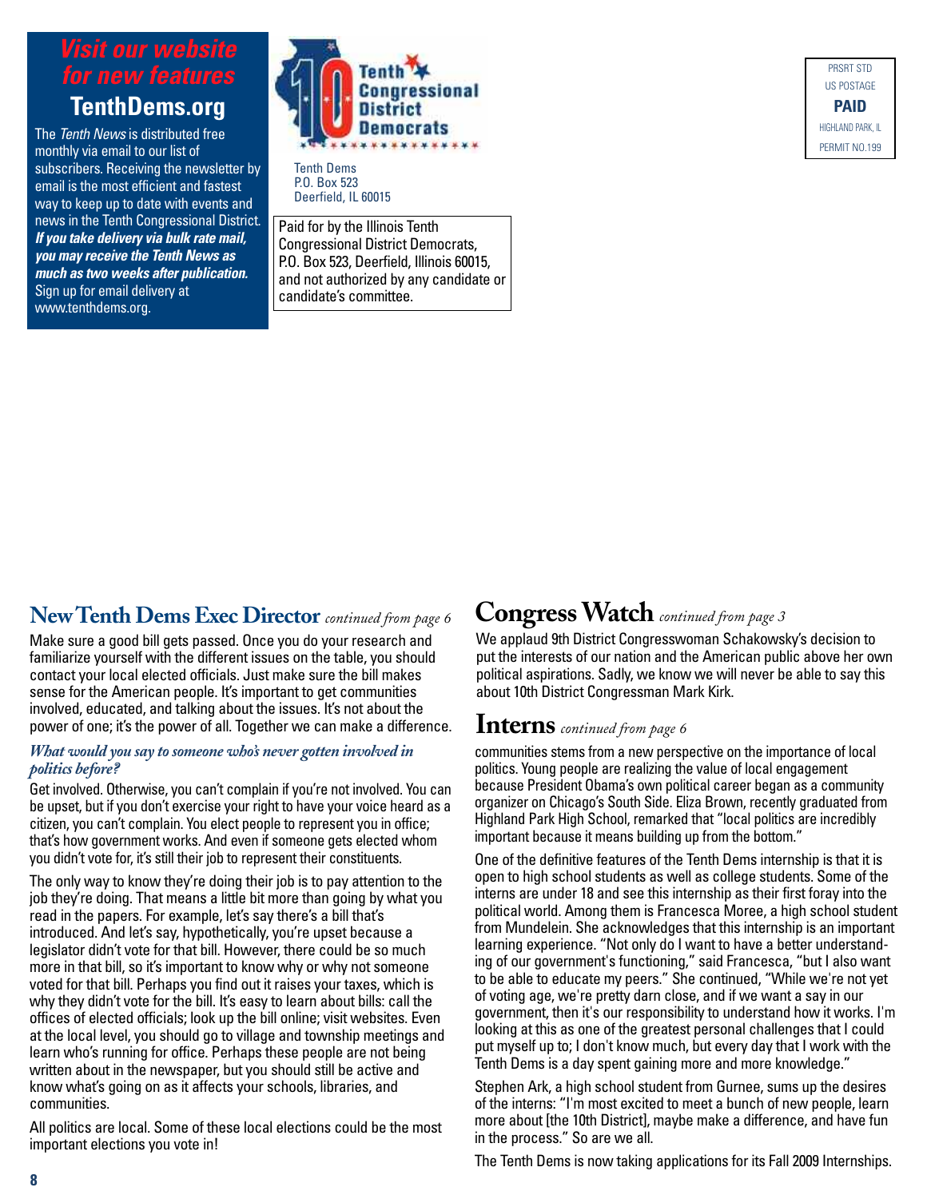## Visit our website for new features

## TenthDems.org

The *Tenth News* is distributed free monthly via email to our list of subscribers. Receiving the newsletter by email is the most efficient and fastest way to keep up to date with events and news in the Tenth Congressional District. ***If you take delivery via bulk rate mail, you may receive the Tenth News as much as two weeks after publication.*** Sign up for email delivery at www.tenthdems.org.

Tenth Congressional District Democrats

Tenth Dems
P.O. Box 523
Deerfield, IL 60015

Paid for by the Illinois Tenth Congressional District Democrats, P.O. Box 523, Deerfield, Illinois 60015, and not authorized by any candidate or candidate's committee.

PRSRT STD
US POSTAGE
**PAID**
HIGHLAND PARK, IL
PERMIT NO.199

## New Tenth Dems Exec Director *continued from page 6*

Make sure a good bill gets passed. Once you do your research and familiarize yourself with the different issues on the table, you should contact your local elected officials. Just make sure the bill makes sense for the American people. It's important to get communities involved, educated, and talking about the issues. It's not about the power of one; it's the power of all. Together we can make a difference.

***What would you say to someone who's never gotten involved in politics before?***

Get involved. Otherwise, you can't complain if you're not involved. You can be upset, but if you don't exercise your right to have your voice heard as a citizen, you can't complain. You elect people to represent you in office; that's how government works. And even if someone gets elected whom you didn't vote for, it's still their job to represent their constituents.

The only way to know they're doing their job is to pay attention to the job they're doing. That means a little bit more than going by what you read in the papers. For example, let's say there's a bill that's introduced. And let's say, hypothetically, you're upset because a legislator didn't vote for that bill. However, there could be so much more in that bill, so it's important to know why or why not someone voted for that bill. Perhaps you find out it raises your taxes, which is why they didn't vote for the bill. It's easy to learn about bills: call the offices of elected officials; look up the bill online; visit websites. Even at the local level, you should go to village and township meetings and learn who's running for office. Perhaps these people are not being written about in the newspaper, but you should still be active and know what's going on as it affects your schools, libraries, and communities.

All politics are local. Some of these local elections could be the most important elections you vote in!

## Congress Watch *continued from page 3*

We applaud 9th District Congresswoman Schakowsky's decision to put the interests of our nation and the American public above her own political aspirations. Sadly, we know we will never be able to say this about 10th District Congressman Mark Kirk.

## Interns *continued from page 6*

communities stems from a new perspective on the importance of local politics. Young people are realizing the value of local engagement because President Obama's own political career began as a community organizer on Chicago's South Side. Eliza Brown, recently graduated from Highland Park High School, remarked that "local politics are incredibly important because it means building up from the bottom."

One of the definitive features of the Tenth Dems internship is that it is open to high school students as well as college students. Some of the interns are under 18 and see this internship as their first foray into the political world. Among them is Francesca Moree, a high school student from Mundelein. She acknowledges that this internship is an important learning experience. "Not only do I want to have a better understanding of our government's functioning," said Francesca, "but I also want to be able to educate my peers." She continued, "While we're not yet of voting age, we're pretty darn close, and if we want a say in our government, then it's our responsibility to understand how it works. I'm looking at this as one of the greatest personal challenges that I could put myself up to; I don't know much, but every day that I work with the Tenth Dems is a day spent gaining more and more knowledge."

Stephen Ark, a high school student from Gurnee, sums up the desires of the interns: "I'm most excited to meet a bunch of new people, learn more about [the 10th District], maybe make a difference, and have fun in the process." So are we all.

The Tenth Dems is now taking applications for its Fall 2009 Internships.